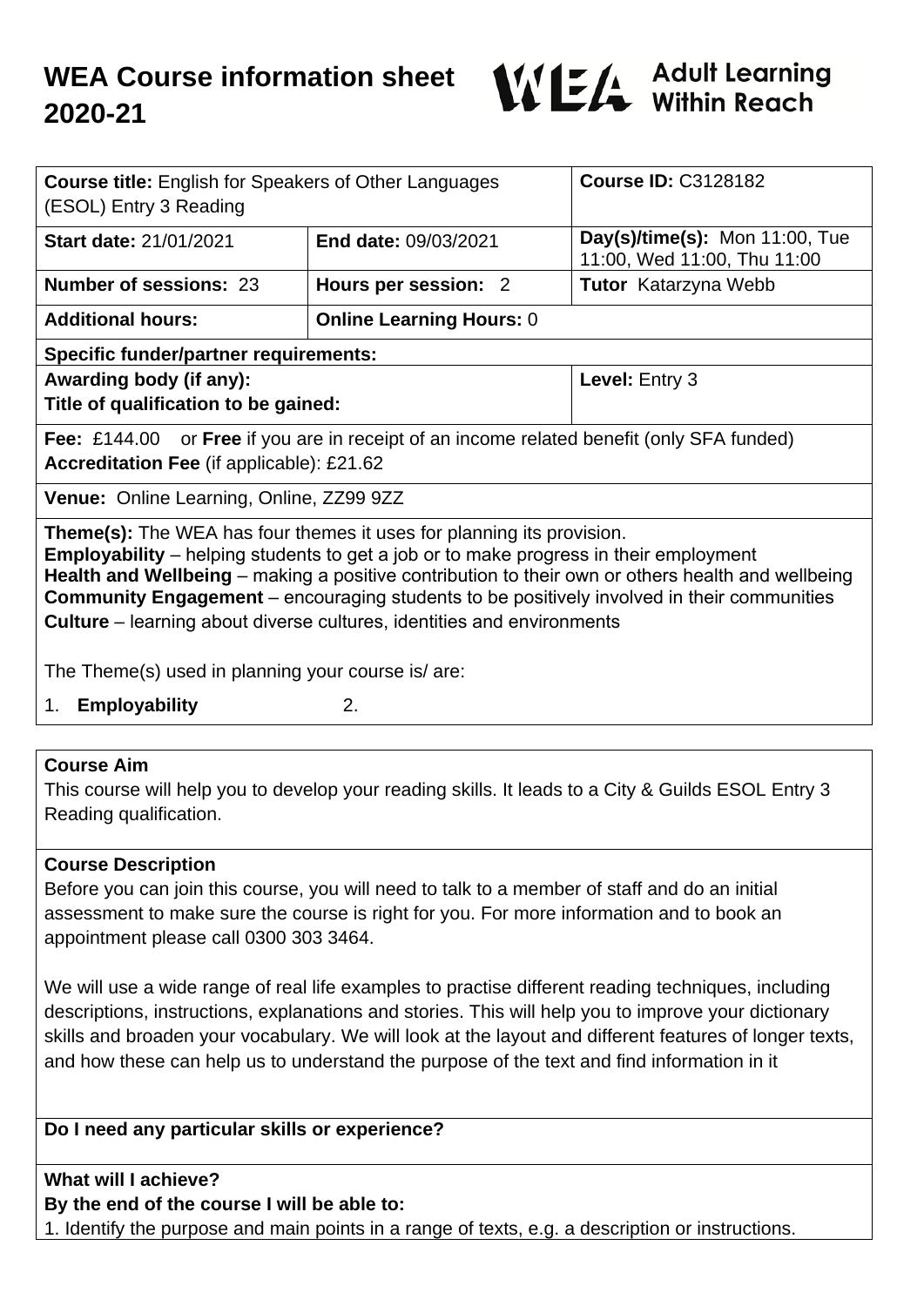# WEA Course information sheet 2020-21

WEA Adult Learning Within Reach

| | | |
|---|---|---|
| **Course title:** English for Speakers of Other Languages (ESOL) Entry 3 Reading | | **Course ID:** C3128182 |
| **Start date:** 21/01/2021 | **End date:** 09/03/2021 | **Day(s)/time(s):** Mon 11:00, Tue 11:00, Wed 11:00, Thu 11:00 |
| **Number of sessions:** 23 | **Hours per session:** 2 | **Tutor** Katarzyna Webb |
| **Additional hours:** | **Online Learning Hours:** 0 | |
| **Specific funder/partner requirements:** | | |
| **Awarding body (if any):** **Title of qualification to be gained:** | | **Level:** Entry 3 |
| **Fee:** £144.00 or **Free** if you are in receipt of an income related benefit (only SFA funded) **Accreditation Fee** (if applicable): £21.62 | | |
| **Venue:** Online Learning, Online, ZZ99 9ZZ | | |

**Theme(s):** The WEA has four themes it uses for planning its provision.
**Employability** – helping students to get a job or to make progress in their employment
**Health and Wellbeing** – making a positive contribution to their own or others health and wellbeing
**Community Engagement** – encouraging students to be positively involved in their communities
**Culture** – learning about diverse cultures, identities and environments

The Theme(s) used in planning your course is/ are:

1. **Employability**
2.

## Course Aim

This course will help you to develop your reading skills. It leads to a City & Guilds ESOL Entry 3 Reading qualification.

## Course Description

Before you can join this course, you will need to talk to a member of staff and do an initial assessment to make sure the course is right for you. For more information and to book an appointment please call 0300 303 3464.

We will use a wide range of real life examples to practise different reading techniques, including descriptions, instructions, explanations and stories. This will help you to improve your dictionary skills and broaden your vocabulary. We will look at the layout and different features of longer texts, and how these can help us to understand the purpose of the text and find information in it

## Do I need any particular skills or experience?

## What will I achieve?

**By the end of the course I will be able to:**

1. Identify the purpose and main points in a range of texts, e.g. a description or instructions.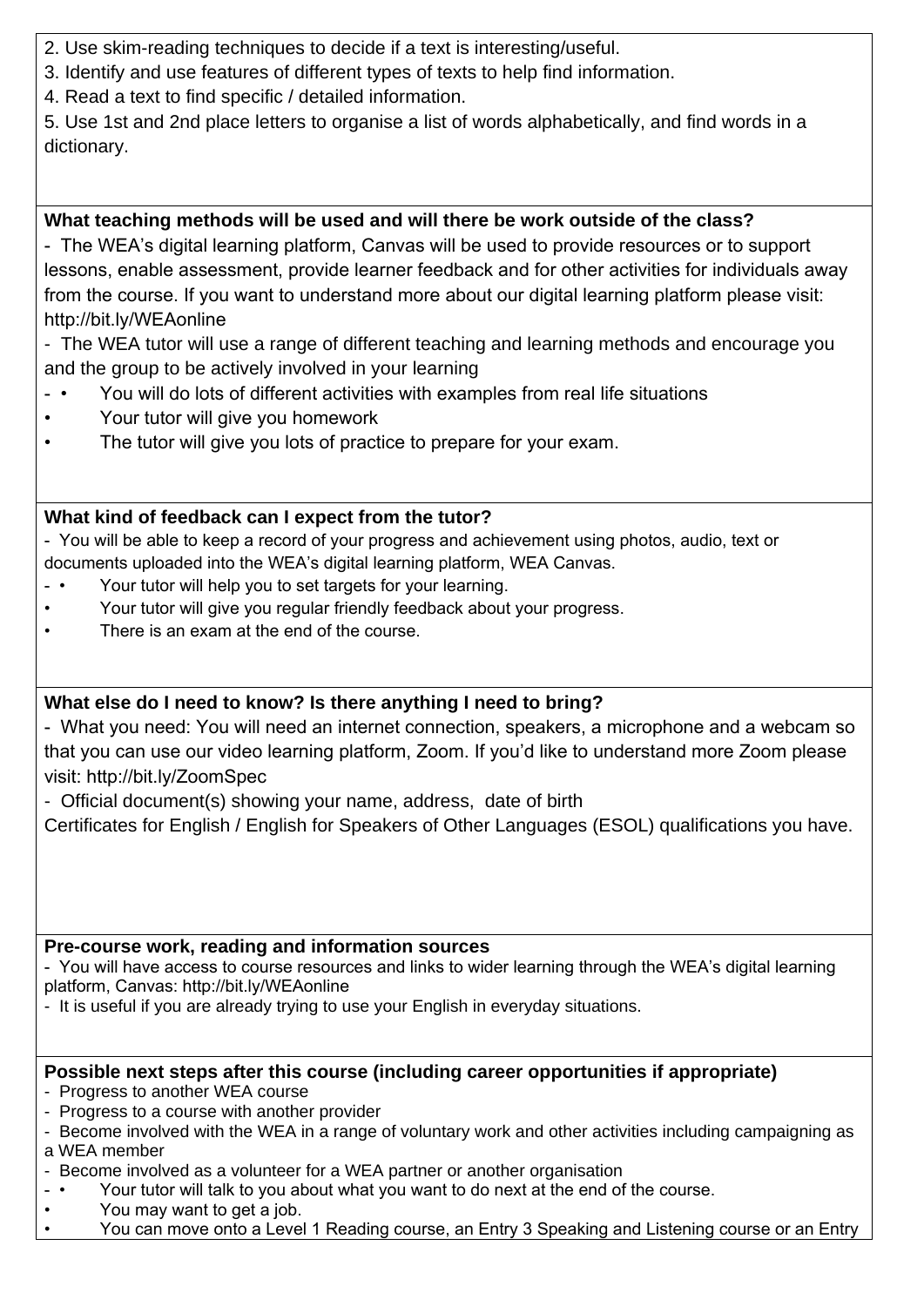2. Use skim-reading techniques to decide if a text is interesting/useful.
3. Identify and use features of different types of texts to help find information.
4. Read a text to find specific / detailed information.
5. Use 1st and 2nd place letters to organise a list of words alphabetically, and find words in a dictionary.

**What teaching methods will be used and will there be work outside of the class?**

- The WEA's digital learning platform, Canvas will be used to provide resources or to support lessons, enable assessment, provide learner feedback and for other activities for individuals away from the course. If you want to understand more about our digital learning platform please visit: http://bit.ly/WEAonline
- The WEA tutor will use a range of different teaching and learning methods and encourage you and the group to be actively involved in your learning
- • You will do lots of different activities with examples from real life situations
- • Your tutor will give you homework
- • The tutor will give you lots of practice to prepare for your exam.

**What kind of feedback can I expect from the tutor?**

- You will be able to keep a record of your progress and achievement using photos, audio, text or documents uploaded into the WEA's digital learning platform, WEA Canvas.
- • Your tutor will help you to set targets for your learning.
- • Your tutor will give you regular friendly feedback about your progress.
- • There is an exam at the end of the course.

**What else do I need to know? Is there anything I need to bring?**

- What you need: You will need an internet connection, speakers, a microphone and a webcam so that you can use our video learning platform, Zoom. If you'd like to understand more Zoom please visit: http://bit.ly/ZoomSpec
- Official document(s) showing your name, address, date of birth

Certificates for English / English for Speakers of Other Languages (ESOL) qualifications you have.

**Pre-course work, reading and information sources**

- You will have access to course resources and links to wider learning through the WEA's digital learning platform, Canvas: http://bit.ly/WEAonline
- It is useful if you are already trying to use your English in everyday situations.

**Possible next steps after this course (including career opportunities if appropriate)**

- Progress to another WEA course
- Progress to a course with another provider
- Become involved with the WEA in a range of voluntary work and other activities including campaigning as a WEA member
- Become involved as a volunteer for a WEA partner or another organisation
- • Your tutor will talk to you about what you want to do next at the end of the course.
- • You may want to get a job.
- • You can move onto a Level 1 Reading course, an Entry 3 Speaking and Listening course or an Entry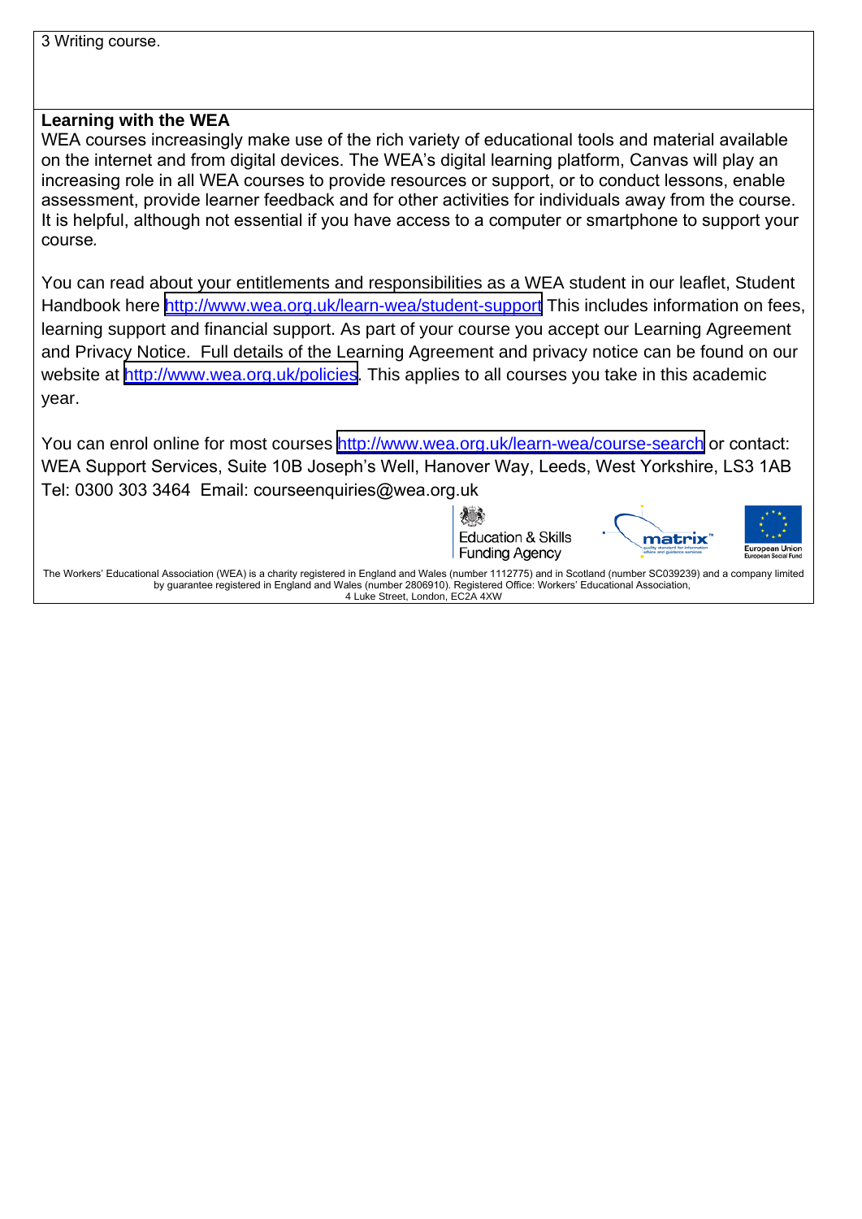3 Writing course.

**Learning with the WEA**

WEA courses increasingly make use of the rich variety of educational tools and material available on the internet and from digital devices. The WEA's digital learning platform, Canvas will play an increasing role in all WEA courses to provide resources or support, or to conduct lessons, enable assessment, provide learner feedback and for other activities for individuals away from the course. It is helpful, although not essential if you have access to a computer or smartphone to support your course.

You can read about your entitlements and responsibilities as a WEA student in our leaflet, Student Handbook here http://www.wea.org.uk/learn-wea/student-support This includes information on fees, learning support and financial support. As part of your course you accept our Learning Agreement and Privacy Notice. Full details of the Learning Agreement and privacy notice can be found on our website at http://www.wea.org.uk/policies. This applies to all courses you take in this academic year.

You can enrol online for most courses http://www.wea.org.uk/learn-wea/course-search or contact:
WEA Support Services, Suite 10B Joseph's Well, Hanover Way, Leeds, West Yorkshire, LS3 1AB
Tel: 0300 303 3464 Email: courseenquiries@wea.org.uk

Education & Skills Funding Agency

matrix

European Union European Social Fund

The Workers' Educational Association (WEA) is a charity registered in England and Wales (number 1112775) and in Scotland (number SC039239) and a company limited by guarantee registered in England and Wales (number 2806910). Registered Office: Workers' Educational Association, 4 Luke Street, London, EC2A 4XW